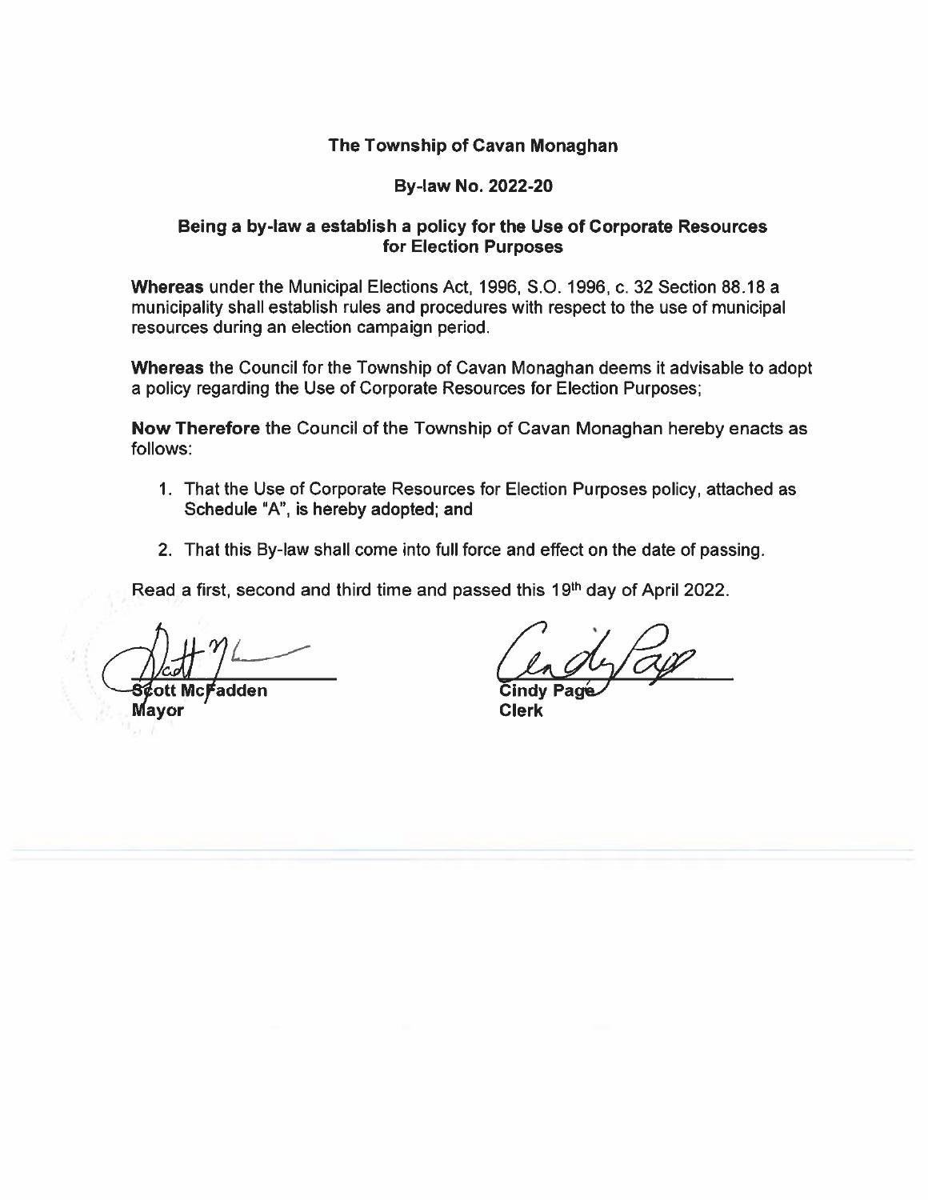# The Township of Cavan Monaghan

## By-law No. 2022-20

### Being a by-law a establish a policy for the Use of Corporate Resources for Election Purposes

**Whereas** under the Municipal Elections Act, 1996, S.O. 1996, c. 32 Section 88.18 a municipality shall establish rules and procedures with respect to the use of municipal resources during an election campaign period.

**Whereas** the Council for the Township of Cavan Monaghan deems it advisable to adopt a policy regarding the Use of Corporate Resources for Election Purposes;

**Now Therefore** the Council of the Township of Cavan Monaghan hereby enacts as follows:

1. That the Use of Corporate Resources for Election Purposes policy, attached as Schedule "A", is hereby adopted; and
2. That this By-law shall come into full force and effect on the date of passing.

Read a first, second and third time and passed this 19th day of April 2022.

**Scott McFadden**
**Mayor**

**Cindy Page**
**Clerk**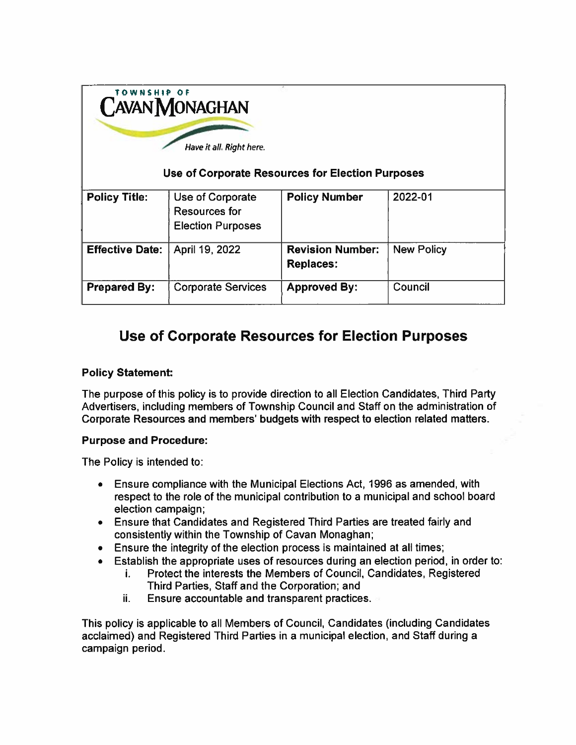**TOWNSHIP OF CAVAN MONAGHAN**

*Have it all. Right here.*

**Use of Corporate Resources for Election Purposes**

| **Policy Title:** | Use of Corporate Resources for Election Purposes | **Policy Number** | 2022-01 |
|---|---|---|---|
| **Effective Date:** | April 19, 2022 | **Revision Number: Replaces:** | New Policy |
| **Prepared By:** | Corporate Services | **Approved By:** | Council |

# Use of Corporate Resources for Election Purposes

**Policy Statement:**

The purpose of this policy is to provide direction to all Election Candidates, Third Party Advertisers, including members of Township Council and Staff on the administration of Corporate Resources and members' budgets with respect to election related matters.

**Purpose and Procedure:**

The Policy is intended to:

- Ensure compliance with the Municipal Elections Act, 1996 as amended, with respect to the role of the municipal contribution to a municipal and school board election campaign;
- Ensure that Candidates and Registered Third Parties are treated fairly and consistently within the Township of Cavan Monaghan;
- Ensure the integrity of the election process is maintained at all times;
- Establish the appropriate uses of resources during an election period, in order to:
    i. Protect the interests the Members of Council, Candidates, Registered Third Parties, Staff and the Corporation; and
    ii. Ensure accountable and transparent practices.

This policy is applicable to all Members of Council, Candidates (including Candidates acclaimed) and Registered Third Parties in a municipal election, and Staff during a campaign period.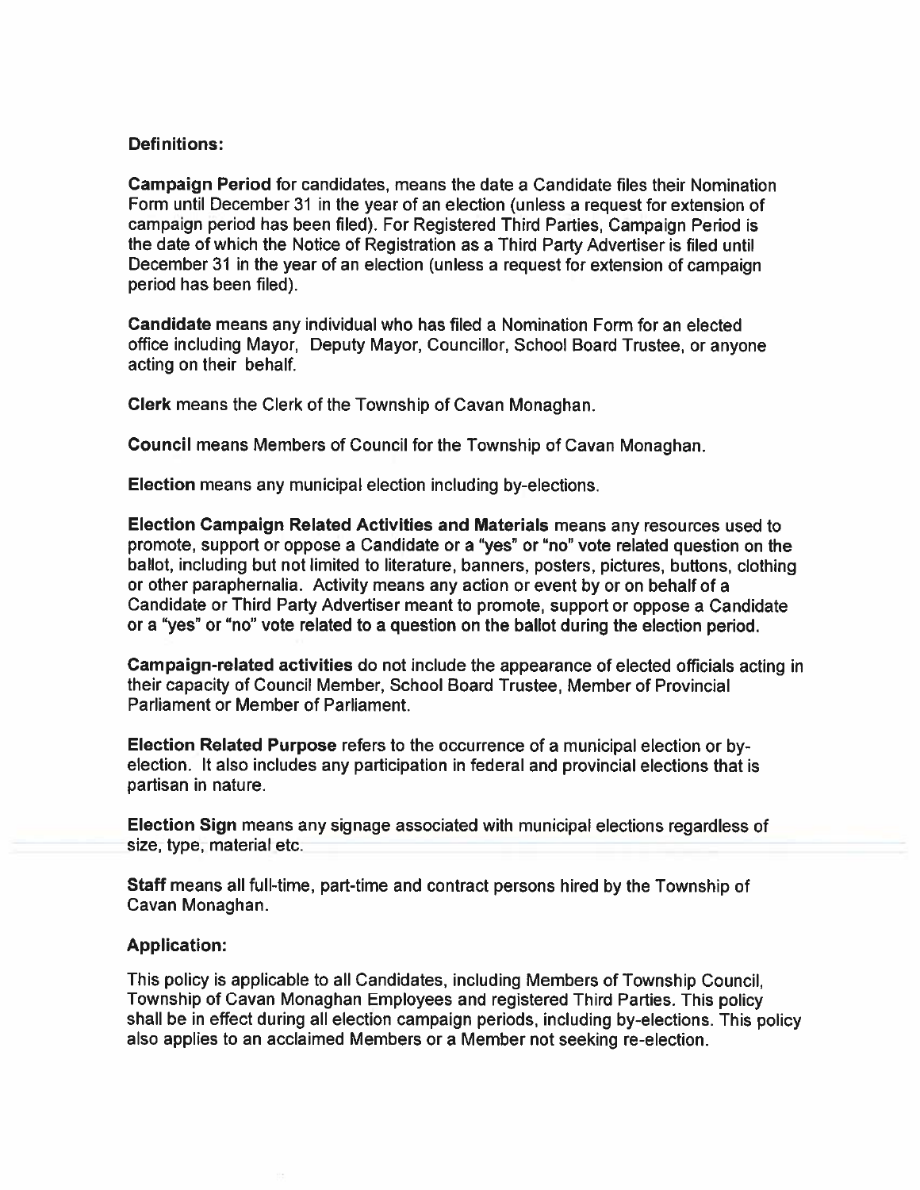**Definitions:**

**Campaign Period** for candidates, means the date a Candidate files their Nomination Form until December 31 in the year of an election (unless a request for extension of campaign period has been filed). For Registered Third Parties, Campaign Period is the date of which the Notice of Registration as a Third Party Advertiser is filed until December 31 in the year of an election (unless a request for extension of campaign period has been filed).

**Candidate** means any individual who has filed a Nomination Form for an elected office including Mayor, Deputy Mayor, Councillor, School Board Trustee, or anyone acting on their behalf.

**Clerk** means the Clerk of the Township of Cavan Monaghan.

**Council** means Members of Council for the Township of Cavan Monaghan.

**Election** means any municipal election including by-elections.

**Election Campaign Related Activities and Materials** means any resources used to promote, support or oppose a Candidate or a "yes" or "no" vote related question on the ballot, including but not limited to literature, banners, posters, pictures, buttons, clothing or other paraphernalia. Activity means any action or event by or on behalf of a Candidate or Third Party Advertiser meant to promote, support or oppose a Candidate or a "yes" or "no" vote related to a question on the ballot during the election period.

**Campaign-related activities** do not include the appearance of elected officials acting in their capacity of Council Member, School Board Trustee, Member of Provincial Parliament or Member of Parliament.

**Election Related Purpose** refers to the occurrence of a municipal election or by-election. It also includes any participation in federal and provincial elections that is partisan in nature.

**Election Sign** means any signage associated with municipal elections regardless of size, type, material etc.

**Staff** means all full-time, part-time and contract persons hired by the Township of Cavan Monaghan.

**Application:**

This policy is applicable to all Candidates, including Members of Township Council, Township of Cavan Monaghan Employees and registered Third Parties. This policy shall be in effect during all election campaign periods, including by-elections. This policy also applies to an acclaimed Members or a Member not seeking re-election.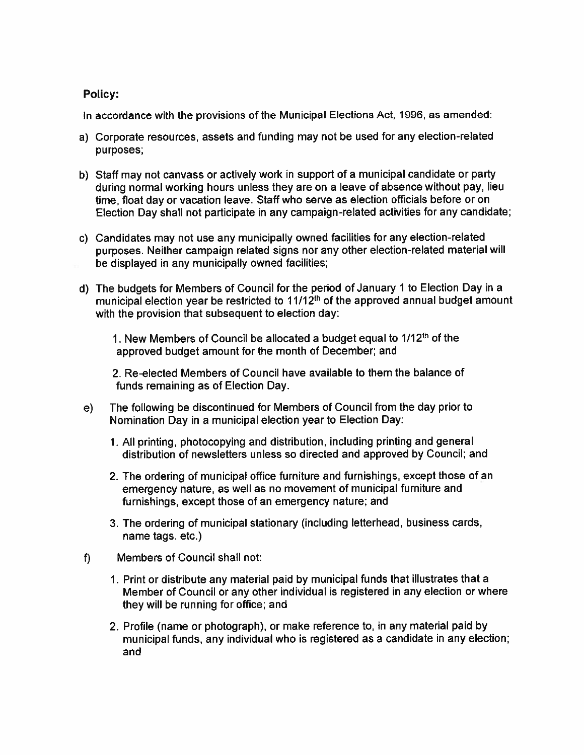**Policy:**

In accordance with the provisions of the Municipal Elections Act, 1996, as amended:

a) Corporate resources, assets and funding may not be used for any election-related purposes;

b) Staff may not canvass or actively work in support of a municipal candidate or party during normal working hours unless they are on a leave of absence without pay, lieu time, float day or vacation leave. Staff who serve as election officials before or on Election Day shall not participate in any campaign-related activities for any candidate;

c) Candidates may not use any municipally owned facilities for any election-related purposes. Neither campaign related signs nor any other election-related material will be displayed in any municipally owned facilities;

d) The budgets for Members of Council for the period of January 1 to Election Day in a municipal election year be restricted to 11/12th of the approved annual budget amount with the provision that subsequent to election day:

   1. New Members of Council be allocated a budget equal to 1/12th of the approved budget amount for the month of December; and

   2. Re-elected Members of Council have available to them the balance of funds remaining as of Election Day.

e) The following be discontinued for Members of Council from the day prior to Nomination Day in a municipal election year to Election Day:

   1. All printing, photocopying and distribution, including printing and general distribution of newsletters unless so directed and approved by Council; and

   2. The ordering of municipal office furniture and furnishings, except those of an emergency nature, as well as no movement of municipal furniture and furnishings, except those of an emergency nature; and

   3. The ordering of municipal stationary (including letterhead, business cards, name tags. etc.)

f) Members of Council shall not:

   1. Print or distribute any material paid by municipal funds that illustrates that a Member of Council or any other individual is registered in any election or where they will be running for office; and

   2. Profile (name or photograph), or make reference to, in any material paid by municipal funds, any individual who is registered as a candidate in any election; and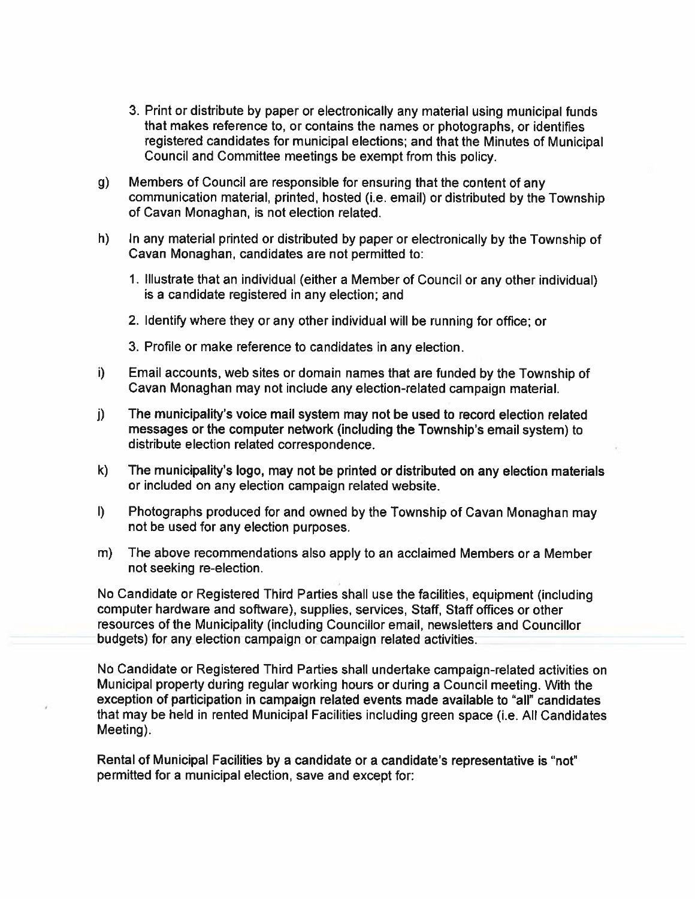3. Print or distribute by paper or electronically any material using municipal funds that makes reference to, or contains the names or photographs, or identifies registered candidates for municipal elections; and that the Minutes of Municipal Council and Committee meetings be exempt from this policy.

g) Members of Council are responsible for ensuring that the content of any communication material, printed, hosted (i.e. email) or distributed by the Township of Cavan Monaghan, is not election related.

h) In any material printed or distributed by paper or electronically by the Township of Cavan Monaghan, candidates are not permitted to:

   1. Illustrate that an individual (either a Member of Council or any other individual) is a candidate registered in any election; and

   2. Identify where they or any other individual will be running for office; or

   3. Profile or make reference to candidates in any election.

i) Email accounts, web sites or domain names that are funded by the Township of Cavan Monaghan may not include any election-related campaign material.

j) The municipality's voice mail system may not be used to record election related messages or the computer network (including the Township's email system) to distribute election related correspondence.

k) The municipality's logo, may not be printed or distributed on any election materials or included on any election campaign related website.

l) Photographs produced for and owned by the Township of Cavan Monaghan may not be used for any election purposes.

m) The above recommendations also apply to an acclaimed Members or a Member not seeking re-election.

No Candidate or Registered Third Parties shall use the facilities, equipment (including computer hardware and software), supplies, services, Staff, Staff offices or other resources of the Municipality (including Councillor email, newsletters and Councillor budgets) for any election campaign or campaign related activities.

No Candidate or Registered Third Parties shall undertake campaign-related activities on Municipal property during regular working hours or during a Council meeting. With the exception of participation in campaign related events made available to "all" candidates that may be held in rented Municipal Facilities including green space (i.e. All Candidates Meeting).

Rental of Municipal Facilities by a candidate or a candidate's representative is "not" permitted for a municipal election, save and except for: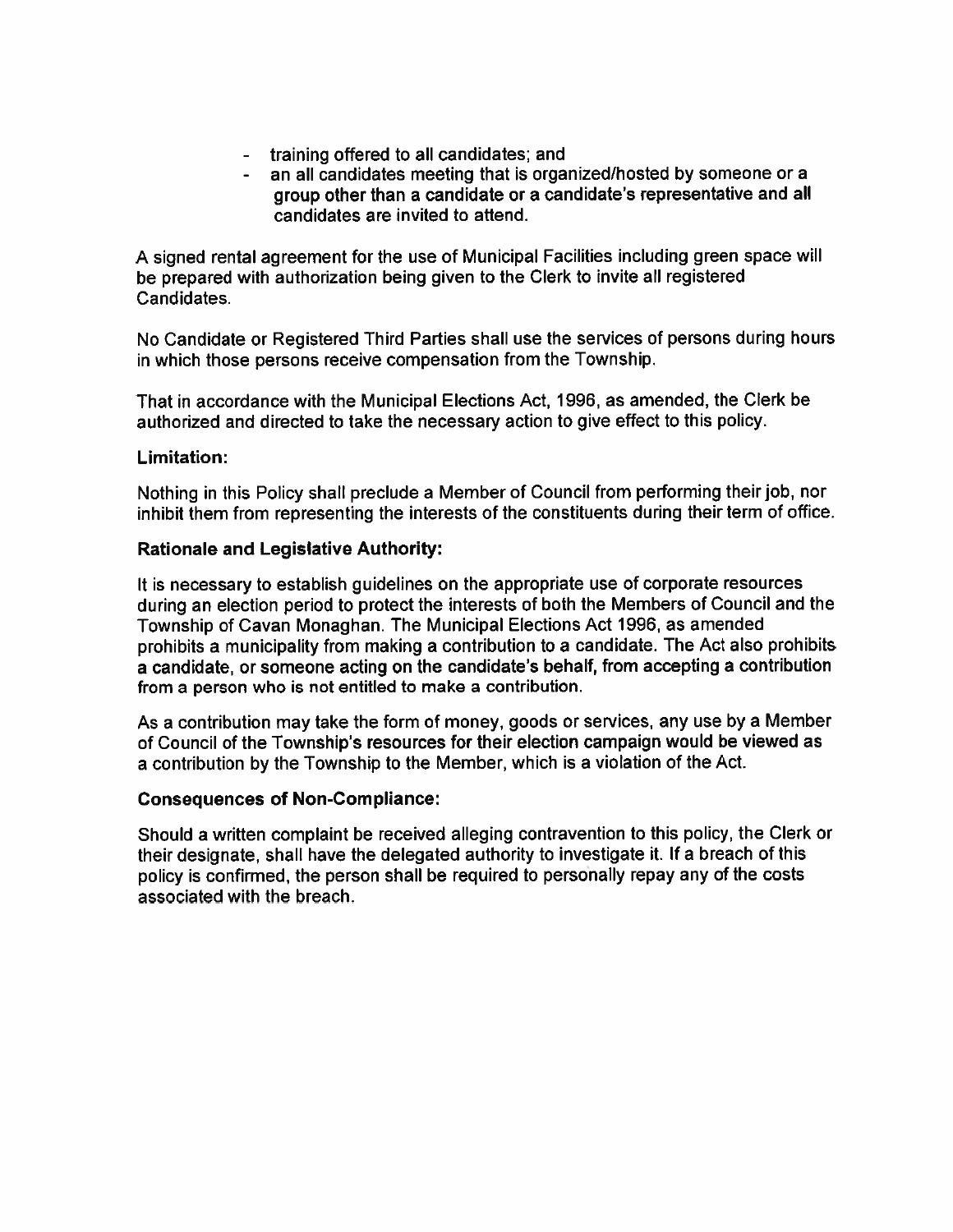- training offered to all candidates; and
- an all candidates meeting that is organized/hosted by someone or a group other than a candidate or a candidate's representative and all candidates are invited to attend.

A signed rental agreement for the use of Municipal Facilities including green space will be prepared with authorization being given to the Clerk to invite all registered Candidates.

No Candidate or Registered Third Parties shall use the services of persons during hours in which those persons receive compensation from the Township.

That in accordance with the Municipal Elections Act, 1996, as amended, the Clerk be authorized and directed to take the necessary action to give effect to this policy.

**Limitation:**

Nothing in this Policy shall preclude a Member of Council from performing their job, nor inhibit them from representing the interests of the constituents during their term of office.

**Rationale and Legislative Authority:**

It is necessary to establish guidelines on the appropriate use of corporate resources during an election period to protect the interests of both the Members of Council and the Township of Cavan Monaghan. The Municipal Elections Act 1996, as amended prohibits a municipality from making a contribution to a candidate. The Act also prohibits a candidate, or someone acting on the candidate's behalf, from accepting a contribution from a person who is not entitled to make a contribution.

As a contribution may take the form of money, goods or services, any use by a Member of Council of the Township's resources for their election campaign would be viewed as a contribution by the Township to the Member, which is a violation of the Act.

**Consequences of Non-Compliance:**

Should a written complaint be received alleging contravention to this policy, the Clerk or their designate, shall have the delegated authority to investigate it. If a breach of this policy is confirmed, the person shall be required to personally repay any of the costs associated with the breach.